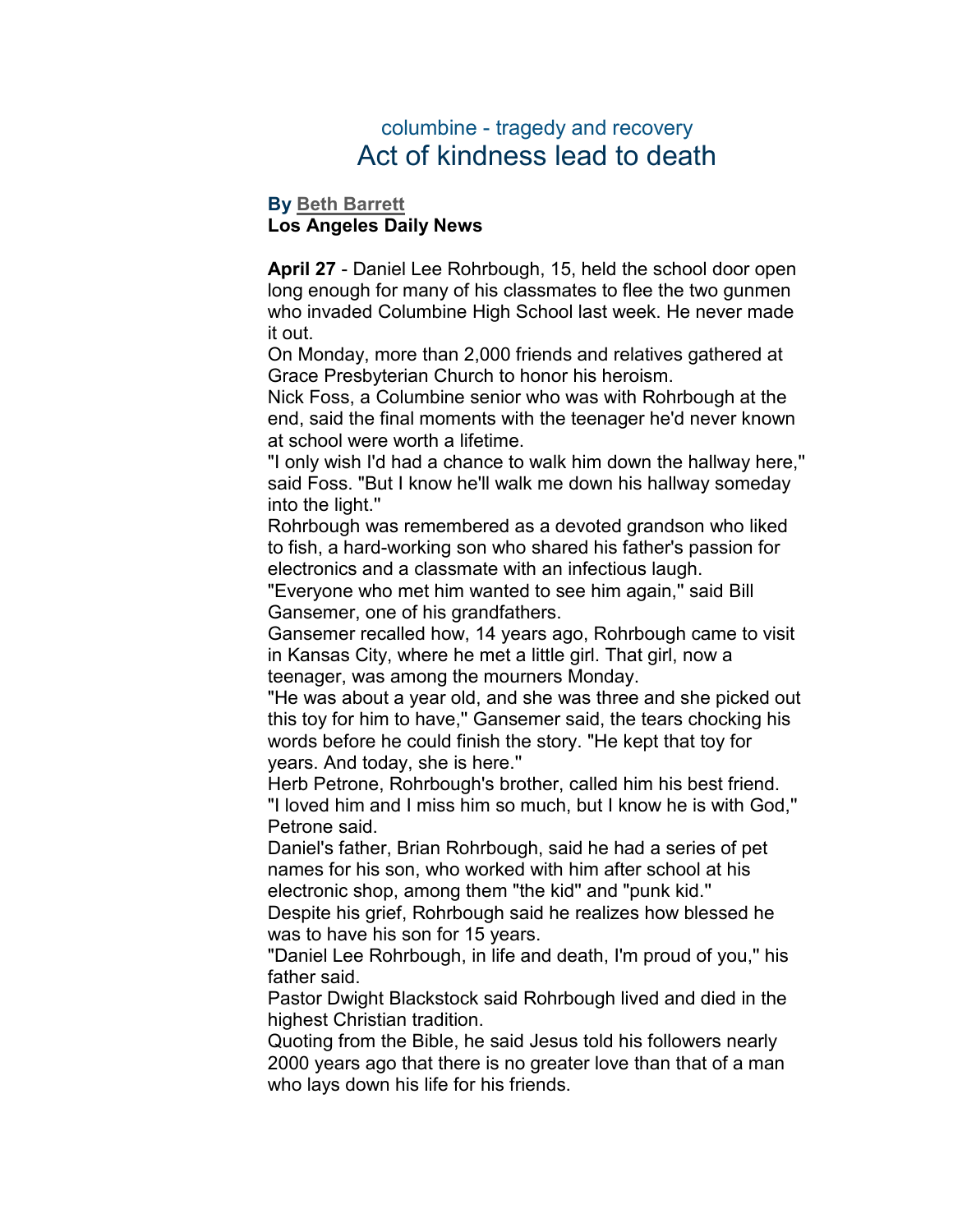columbine - tragedy and recovery

# Act of kindness lead to death

**By Beth Barrett**
**Los Angeles Daily News**

**April 27** - Daniel Lee Rohrbough, 15, held the school door open long enough for many of his classmates to flee the two gunmen who invaded Columbine High School last week. He never made it out.

On Monday, more than 2,000 friends and relatives gathered at Grace Presbyterian Church to honor his heroism.

Nick Foss, a Columbine senior who was with Rohrbough at the end, said the final moments with the teenager he'd never known at school were worth a lifetime.

"I only wish I'd had a chance to walk him down the hallway here," said Foss. "But I know he'll walk me down his hallway someday into the light."

Rohrbough was remembered as a devoted grandson who liked to fish, a hard-working son who shared his father's passion for electronics and a classmate with an infectious laugh.

"Everyone who met him wanted to see him again," said Bill Gansemer, one of his grandfathers.

Gansemer recalled how, 14 years ago, Rohrbough came to visit in Kansas City, where he met a little girl. That girl, now a teenager, was among the mourners Monday.

"He was about a year old, and she was three and she picked out this toy for him to have," Gansemer said, the tears chocking his words before he could finish the story. "He kept that toy for years. And today, she is here."

Herb Petrone, Rohrbough's brother, called him his best friend.

"I loved him and I miss him so much, but I know he is with God," Petrone said.

Daniel's father, Brian Rohrbough, said he had a series of pet names for his son, who worked with him after school at his electronic shop, among them "the kid" and "punk kid."

Despite his grief, Rohrbough said he realizes how blessed he was to have his son for 15 years.

"Daniel Lee Rohrbough, in life and death, I'm proud of you," his father said.

Pastor Dwight Blackstock said Rohrbough lived and died in the highest Christian tradition.

Quoting from the Bible, he said Jesus told his followers nearly 2000 years ago that there is no greater love than that of a man who lays down his life for his friends.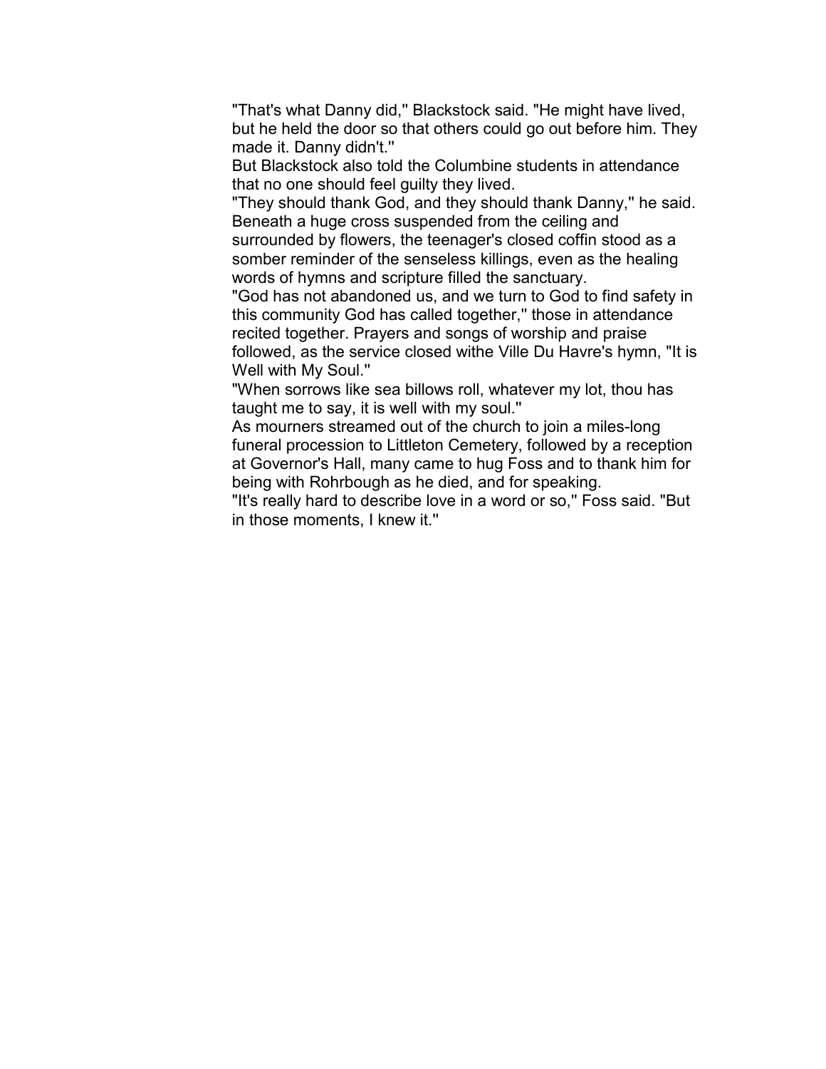"That's what Danny did," Blackstock said. "He might have lived, but he held the door so that others could go out before him. They made it. Danny didn't."

But Blackstock also told the Columbine students in attendance that no one should feel guilty they lived.

"They should thank God, and they should thank Danny," he said.

Beneath a huge cross suspended from the ceiling and surrounded by flowers, the teenager's closed coffin stood as a somber reminder of the senseless killings, even as the healing words of hymns and scripture filled the sanctuary.

"God has not abandoned us, and we turn to God to find safety in this community God has called together," those in attendance recited together. Prayers and songs of worship and praise followed, as the service closed withe Ville Du Havre's hymn, "It is Well with My Soul."

"When sorrows like sea billows roll, whatever my lot, thou has taught me to say, it is well with my soul."

As mourners streamed out of the church to join a miles-long funeral procession to Littleton Cemetery, followed by a reception at Governor's Hall, many came to hug Foss and to thank him for being with Rohrbough as he died, and for speaking.

"It's really hard to describe love in a word or so," Foss said. "But in those moments, I knew it."